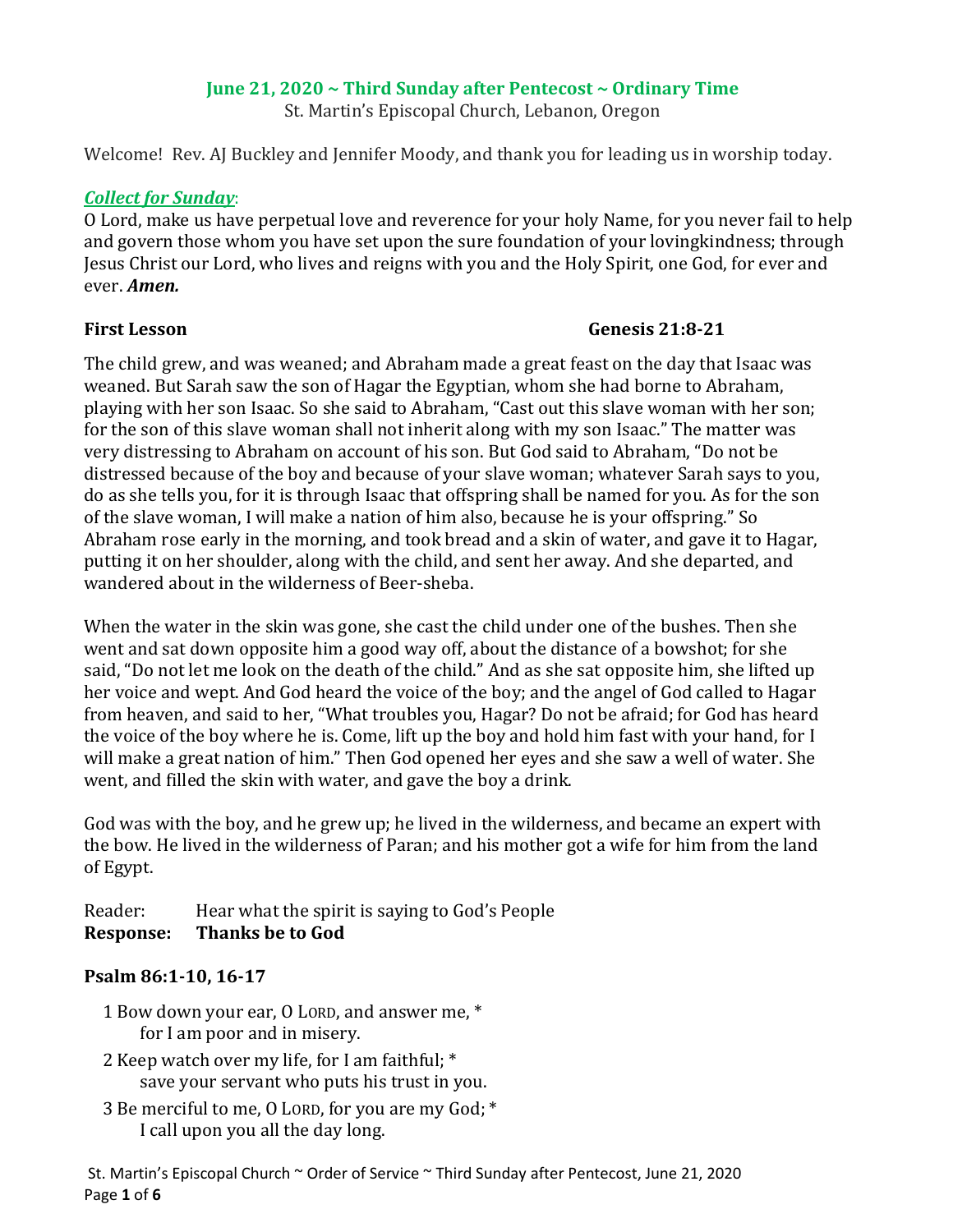## June 21, 2020 ~ Third Sunday after Pentecost ~ Ordinary Time

St. Martin's Episcopal Church, Lebanon, Oregon

Welcome! Rev. AJ Buckley and Jennifer Moody, and thank you for leading us in worship today.

***Collect for Sunday***:

O Lord, make us have perpetual love and reverence for your holy Name, for you never fail to help and govern those whom you have set upon the sure foundation of your lovingkindness; through Jesus Christ our Lord, who lives and reigns with you and the Holy Spirit, one God, for ever and ever. ***Amen.***

**First Lesson** **Genesis 21:8-21**

The child grew, and was weaned; and Abraham made a great feast on the day that Isaac was weaned. But Sarah saw the son of Hagar the Egyptian, whom she had borne to Abraham, playing with her son Isaac. So she said to Abraham, "Cast out this slave woman with her son; for the son of this slave woman shall not inherit along with my son Isaac." The matter was very distressing to Abraham on account of his son. But God said to Abraham, "Do not be distressed because of the boy and because of your slave woman; whatever Sarah says to you, do as she tells you, for it is through Isaac that offspring shall be named for you. As for the son of the slave woman, I will make a nation of him also, because he is your offspring." So Abraham rose early in the morning, and took bread and a skin of water, and gave it to Hagar, putting it on her shoulder, along with the child, and sent her away. And she departed, and wandered about in the wilderness of Beer-sheba.

When the water in the skin was gone, she cast the child under one of the bushes. Then she went and sat down opposite him a good way off, about the distance of a bowshot; for she said, "Do not let me look on the death of the child." And as she sat opposite him, she lifted up her voice and wept. And God heard the voice of the boy; and the angel of God called to Hagar from heaven, and said to her, "What troubles you, Hagar? Do not be afraid; for God has heard the voice of the boy where he is. Come, lift up the boy and hold him fast with your hand, for I will make a great nation of him." Then God opened her eyes and she saw a well of water. She went, and filled the skin with water, and gave the boy a drink.

God was with the boy, and he grew up; he lived in the wilderness, and became an expert with the bow. He lived in the wilderness of Paran; and his mother got a wife for him from the land of Egypt.

Reader: Hear what the spirit is saying to God's People
**Response: Thanks be to God**

**Psalm 86:1-10, 16-17**

1 Bow down your ear, O LORD, and answer me, *
for I am poor and in misery.

2 Keep watch over my life, for I am faithful; *
save your servant who puts his trust in you.

3 Be merciful to me, O LORD, for you are my God; *
I call upon you all the day long.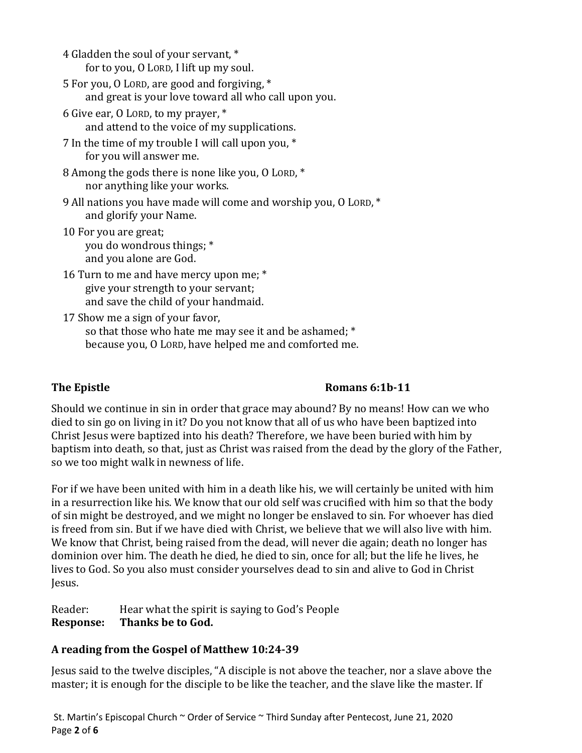4 Gladden the soul of your servant, *
    for to you, O LORD, I lift up my soul.

5 For you, O LORD, are good and forgiving, *
    and great is your love toward all who call upon you.

6 Give ear, O LORD, to my prayer, *
    and attend to the voice of my supplications.

7 In the time of my trouble I will call upon you, *
    for you will answer me.

8 Among the gods there is none like you, O LORD, *
    nor anything like your works.

9 All nations you have made will come and worship you, O LORD, *
    and glorify your Name.

10 For you are great;
    you do wondrous things; *
    and you alone are God.

16 Turn to me and have mercy upon me; *
    give your strength to your servant;
    and save the child of your handmaid.

17 Show me a sign of your favor,
    so that those who hate me may see it and be ashamed; *
    because you, O LORD, have helped me and comforted me.

**The Epistle** **Romans 6:1b-11**

Should we continue in sin in order that grace may abound? By no means! How can we who died to sin go on living in it? Do you not know that all of us who have been baptized into Christ Jesus were baptized into his death? Therefore, we have been buried with him by baptism into death, so that, just as Christ was raised from the dead by the glory of the Father, so we too might walk in newness of life.

For if we have been united with him in a death like his, we will certainly be united with him in a resurrection like his. We know that our old self was crucified with him so that the body of sin might be destroyed, and we might no longer be enslaved to sin. For whoever has died is freed from sin. But if we have died with Christ, we believe that we will also live with him. We know that Christ, being raised from the dead, will never die again; death no longer has dominion over him. The death he died, he died to sin, once for all; but the life he lives, he lives to God. So you also must consider yourselves dead to sin and alive to God in Christ Jesus.

Reader: Hear what the spirit is saying to God's People
**Response: Thanks be to God.**

**A reading from the Gospel of Matthew 10:24-39**

Jesus said to the twelve disciples, "A disciple is not above the teacher, nor a slave above the master; it is enough for the disciple to be like the teacher, and the slave like the master. If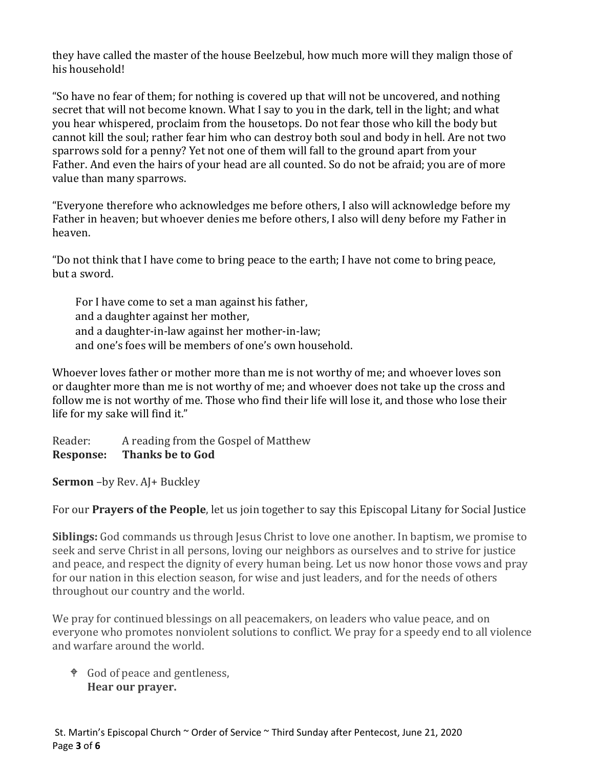they have called the master of the house Beelzebul, how much more will they malign those of his household!

“So have no fear of them; for nothing is covered up that will not be uncovered, and nothing secret that will not become known. What I say to you in the dark, tell in the light; and what you hear whispered, proclaim from the housetops. Do not fear those who kill the body but cannot kill the soul; rather fear him who can destroy both soul and body in hell. Are not two sparrows sold for a penny? Yet not one of them will fall to the ground apart from your Father. And even the hairs of your head are all counted. So do not be afraid; you are of more value than many sparrows.

“Everyone therefore who acknowledges me before others, I also will acknowledge before my Father in heaven; but whoever denies me before others, I also will deny before my Father in heaven.

“Do not think that I have come to bring peace to the earth; I have not come to bring peace, but a sword.

> For I have come to set a man against his father,
> and a daughter against her mother,
> and a daughter-in-law against her mother-in-law;
> and one’s foes will be members of one’s own household.

Whoever loves father or mother more than me is not worthy of me; and whoever loves son or daughter more than me is not worthy of me; and whoever does not take up the cross and follow me is not worthy of me. Those who find their life will lose it, and those who lose their life for my sake will find it.”

Reader: A reading from the Gospel of Matthew
**Response: Thanks be to God**

**Sermon** –by Rev. AJ+ Buckley

For our **Prayers of the People**, let us join together to say this Episcopal Litany for Social Justice

**Siblings:** God commands us through Jesus Christ to love one another. In baptism, we promise to seek and serve Christ in all persons, loving our neighbors as ourselves and to strive for justice and peace, and respect the dignity of every human being. Let us now honor those vows and pray for our nation in this election season, for wise and just leaders, and for the needs of others throughout our country and the world.

We pray for continued blessings on all peacemakers, on leaders who value peace, and on everyone who promotes nonviolent solutions to conflict. We pray for a speedy end to all violence and warfare around the world.

- God of peace and gentleness,
  **Hear our prayer.**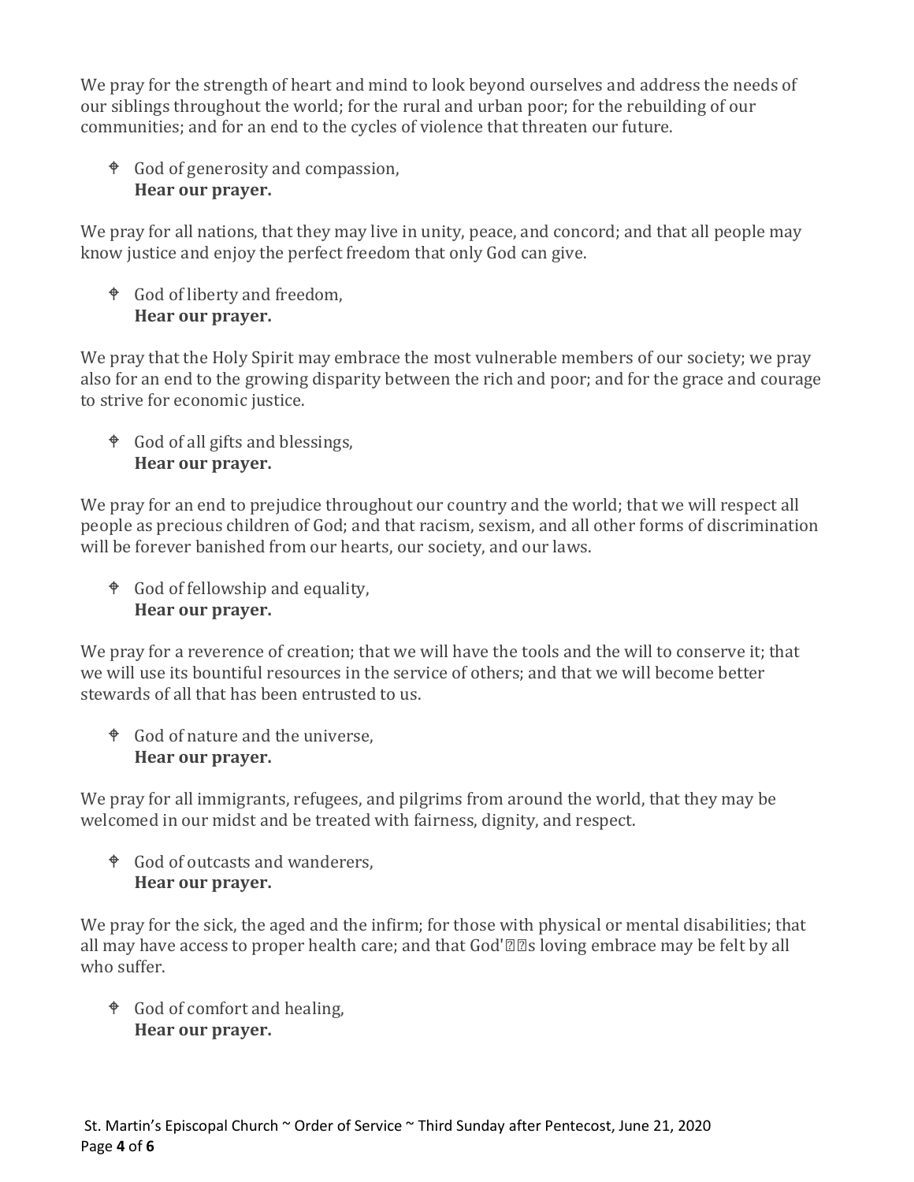We pray for the strength of heart and mind to look beyond ourselves and address the needs of our siblings throughout the world; for the rural and urban poor; for the rebuilding of our communities; and for an end to the cycles of violence that threaten our future.

☩ God of generosity and compassion,
**Hear our prayer.**

We pray for all nations, that they may live in unity, peace, and concord; and that all people may know justice and enjoy the perfect freedom that only God can give.

☩ God of liberty and freedom,
**Hear our prayer.**

We pray that the Holy Spirit may embrace the most vulnerable members of our society; we pray also for an end to the growing disparity between the rich and poor; and for the grace and courage to strive for economic justice.

☩ God of all gifts and blessings,
**Hear our prayer.**

We pray for an end to prejudice throughout our country and the world; that we will respect all people as precious children of God; and that racism, sexism, and all other forms of discrimination will be forever banished from our hearts, our society, and our laws.

☩ God of fellowship and equality,
**Hear our prayer.**

We pray for a reverence of creation; that we will have the tools and the will to conserve it; that we will use its bountiful resources in the service of others; and that we will become better stewards of all that has been entrusted to us.

☩ God of nature and the universe,
**Hear our prayer.**

We pray for all immigrants, refugees, and pilgrims from around the world, that they may be welcomed in our midst and be treated with fairness, dignity, and respect.

☩ God of outcasts and wanderers,
**Hear our prayer.**

We pray for the sick, the aged and the infirm; for those with physical or mental disabilities; that all may have access to proper health care; and that God's loving embrace may be felt by all who suffer.

☩ God of comfort and healing,
**Hear our prayer.**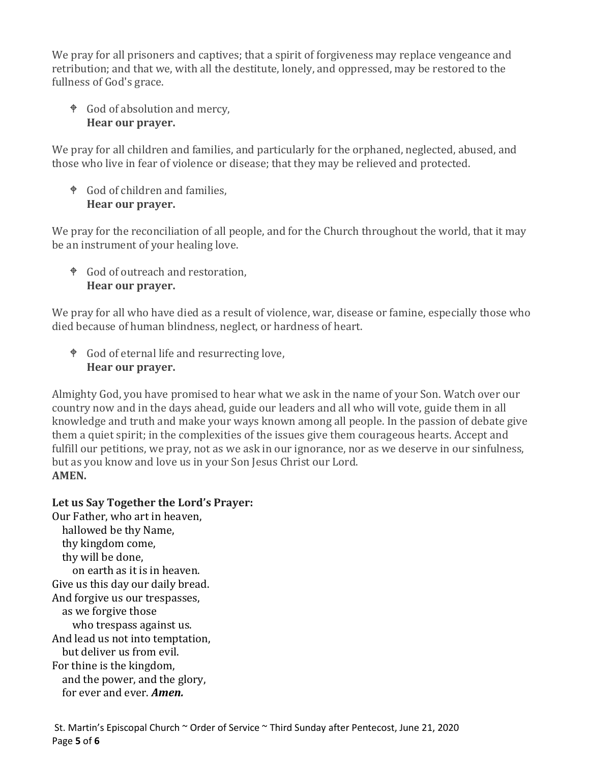We pray for all prisoners and captives; that a spirit of forgiveness may replace vengeance and retribution; and that we, with all the destitute, lonely, and oppressed, may be restored to the fullness of God's grace.

> ☩ God of absolution and mercy,
> **Hear our prayer.**

We pray for all children and families, and particularly for the orphaned, neglected, abused, and those who live in fear of violence or disease; that they may be relieved and protected.

> ☩ God of children and families,
> **Hear our prayer.**

We pray for the reconciliation of all people, and for the Church throughout the world, that it may be an instrument of your healing love.

> ☩ God of outreach and restoration,
> **Hear our prayer.**

We pray for all who have died as a result of violence, war, disease or famine, especially those who died because of human blindness, neglect, or hardness of heart.

> ☩ God of eternal life and resurrecting love,
> **Hear our prayer.**

Almighty God, you have promised to hear what we ask in the name of your Son. Watch over our country now and in the days ahead, guide our leaders and all who will vote, guide them in all knowledge and truth and make your ways known among all people. In the passion of debate give them a quiet spirit; in the complexities of the issues give them courageous hearts. Accept and fulfill our petitions, we pray, not as we ask in our ignorance, nor as we deserve in our sinfulness, but as you know and love us in your Son Jesus Christ our Lord.
**AMEN.**

**Let us Say Together the Lord's Prayer:**

Our Father, who art in heaven,
   hallowed be thy Name,
   thy kingdom come,
   thy will be done,
      on earth as it is in heaven.
Give us this day our daily bread.
And forgive us our trespasses,
   as we forgive those
      who trespass against us.
And lead us not into temptation,
   but deliver us from evil.
For thine is the kingdom,
   and the power, and the glory,
   for ever and ever. ***Amen.***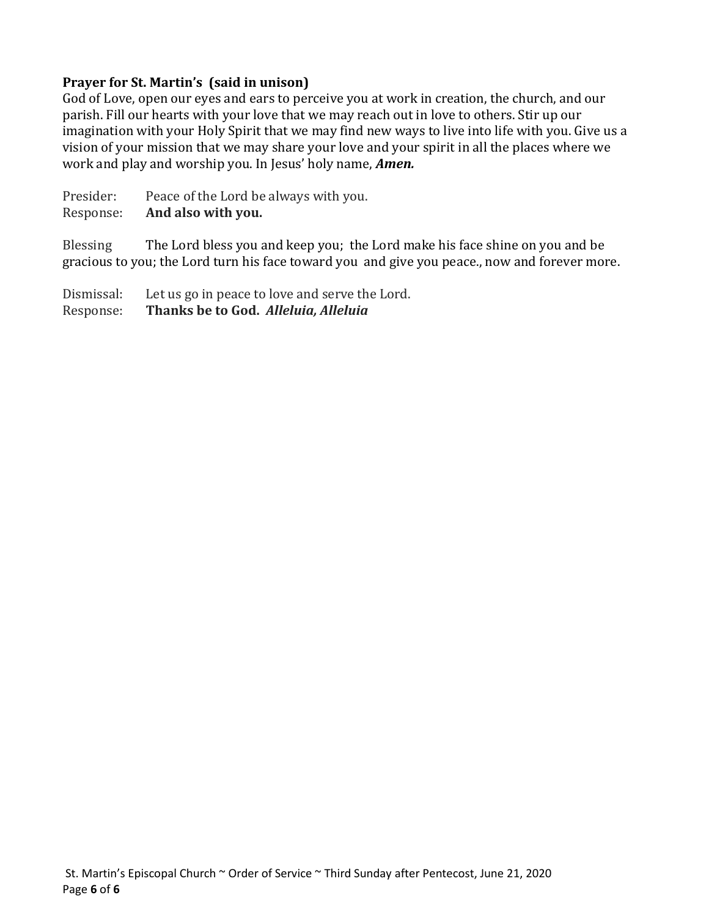**Prayer for St. Martin's (said in unison)**
God of Love, open our eyes and ears to perceive you at work in creation, the church, and our parish. Fill our hearts with your love that we may reach out in love to others. Stir up our imagination with your Holy Spirit that we may find new ways to live into life with you. Give us a vision of your mission that we may share your love and your spirit in all the places where we work and play and worship you. In Jesus' holy name, ***Amen.***

Presider: Peace of the Lord be always with you.
Response: **And also with you.**

Blessing The Lord bless you and keep you; the Lord make his face shine on you and be gracious to you; the Lord turn his face toward you and give you peace., now and forever more.

Dismissal: Let us go in peace to love and serve the Lord.
Response: **Thanks be to God.** ***Alleluia, Alleluia***